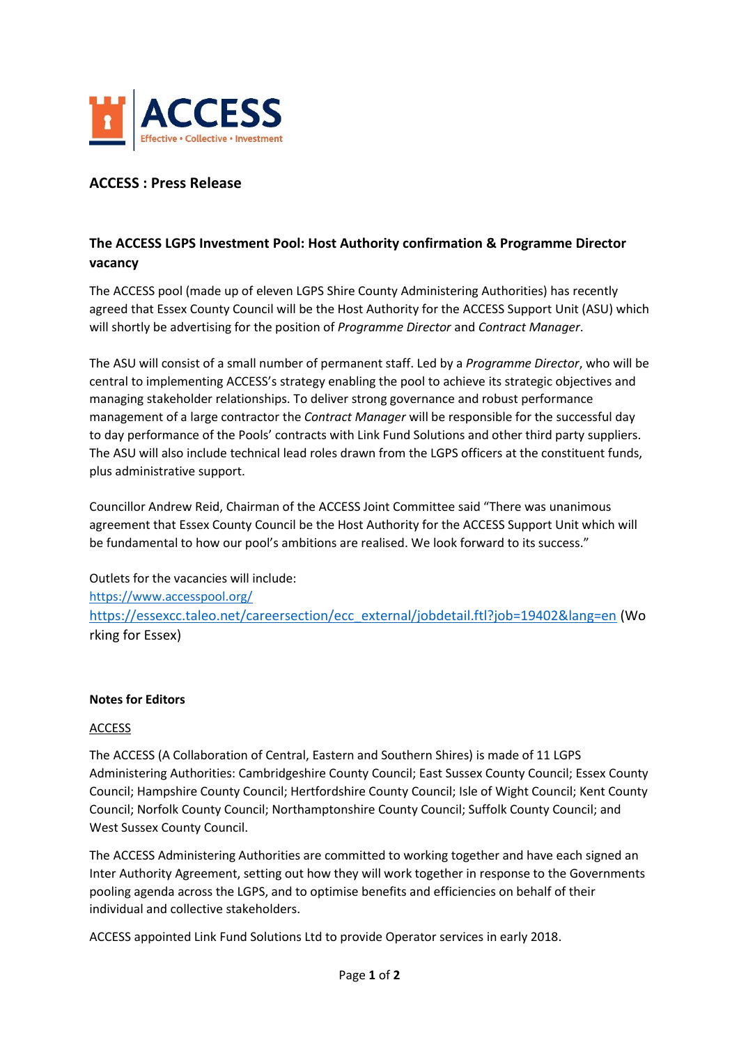ACCESS
Effective • Collective • Investment

## ACCESS : Press Release

### The ACCESS LGPS Investment Pool: Host Authority confirmation & Programme Director vacancy

The ACCESS pool (made up of eleven LGPS Shire County Administering Authorities) has recently agreed that Essex County Council will be the Host Authority for the ACCESS Support Unit (ASU) which will shortly be advertising for the position of *Programme Director* and *Contract Manager*.

The ASU will consist of a small number of permanent staff. Led by a *Programme Director*, who will be central to implementing ACCESS's strategy enabling the pool to achieve its strategic objectives and managing stakeholder relationships. To deliver strong governance and robust performance management of a large contractor the *Contract Manager* will be responsible for the successful day to day performance of the Pools' contracts with Link Fund Solutions and other third party suppliers. The ASU will also include technical lead roles drawn from the LGPS officers at the constituent funds, plus administrative support.

Councillor Andrew Reid, Chairman of the ACCESS Joint Committee said "There was unanimous agreement that Essex County Council be the Host Authority for the ACCESS Support Unit which will be fundamental to how our pool's ambitions are realised. We look forward to its success."

Outlets for the vacancies will include:
https://www.accesspool.org/
https://essexcc.taleo.net/careersection/ecc_external/jobdetail.ftl?job=19402&lang=en (Working for Essex)

**Notes for Editors**

ACCESS

The ACCESS (A Collaboration of Central, Eastern and Southern Shires) is made of 11 LGPS Administering Authorities: Cambridgeshire County Council; East Sussex County Council; Essex County Council; Hampshire County Council; Hertfordshire County Council; Isle of Wight Council; Kent County Council; Norfolk County Council; Northamptonshire County Council; Suffolk County Council; and West Sussex County Council.

The ACCESS Administering Authorities are committed to working together and have each signed an Inter Authority Agreement, setting out how they will work together in response to the Governments pooling agenda across the LGPS, and to optimise benefits and efficiencies on behalf of their individual and collective stakeholders.

ACCESS appointed Link Fund Solutions Ltd to provide Operator services in early 2018.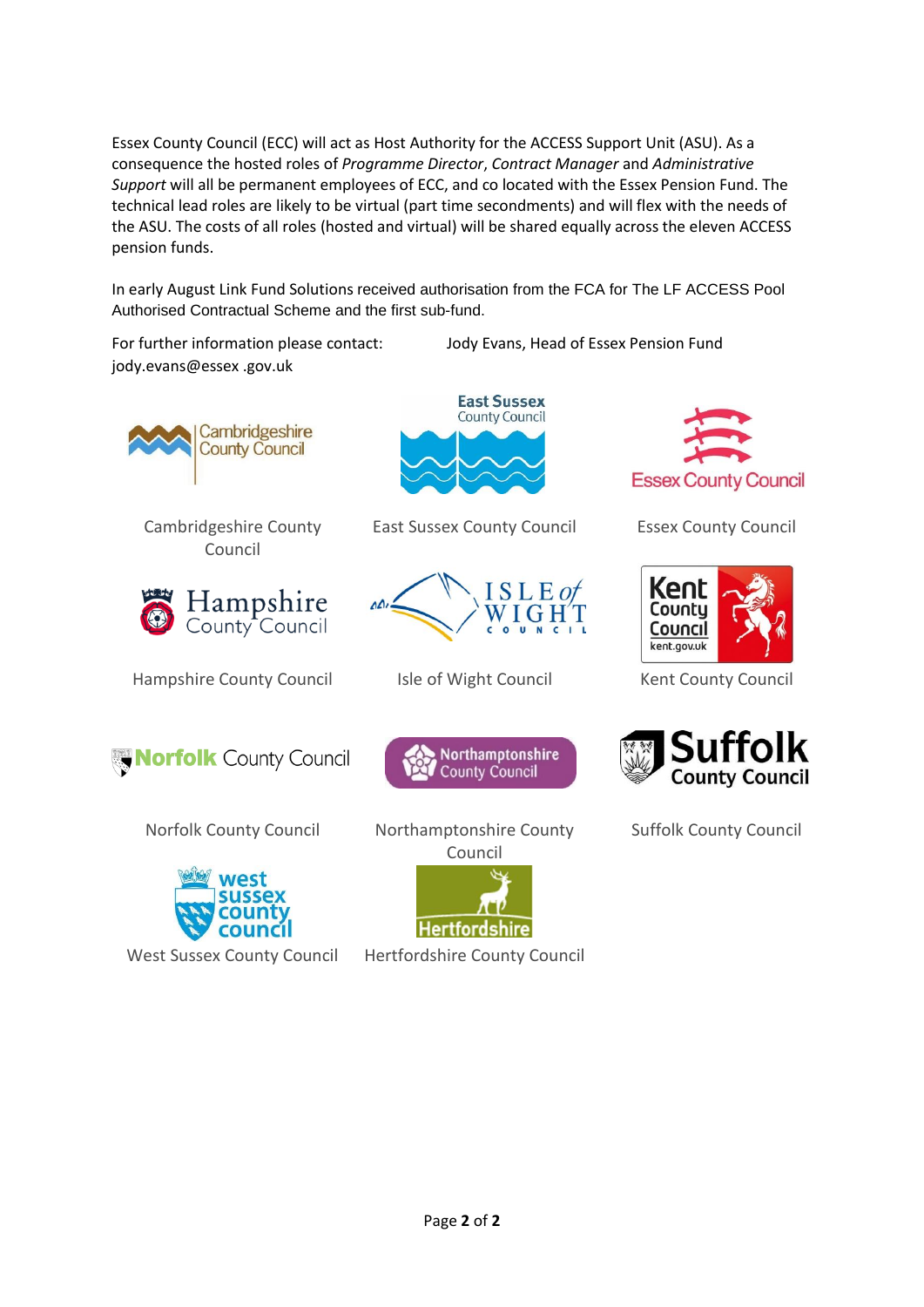Essex County Council (ECC) will act as Host Authority for the ACCESS Support Unit (ASU). As a consequence the hosted roles of *Programme Director*, *Contract Manager* and *Administrative Support* will all be permanent employees of ECC, and co located with the Essex Pension Fund. The technical lead roles are likely to be virtual (part time secondments) and will flex with the needs of the ASU. The costs of all roles (hosted and virtual) will be shared equally across the eleven ACCESS pension funds.

In early August Link Fund Solutions received authorisation from the FCA for The LF ACCESS Pool Authorised Contractual Scheme and the first sub-fund.

For further information please contact: Jody Evans, Head of Essex Pension Fund
jody.evans@essex .gov.uk

Cambridgeshire County Council

East Sussex County Council

Essex County Council

Hampshire County Council

Isle of Wight Council

Kent County Council

Norfolk County Council

Northamptonshire County Council

Suffolk County Council

West Sussex County Council

Hertfordshire County Council